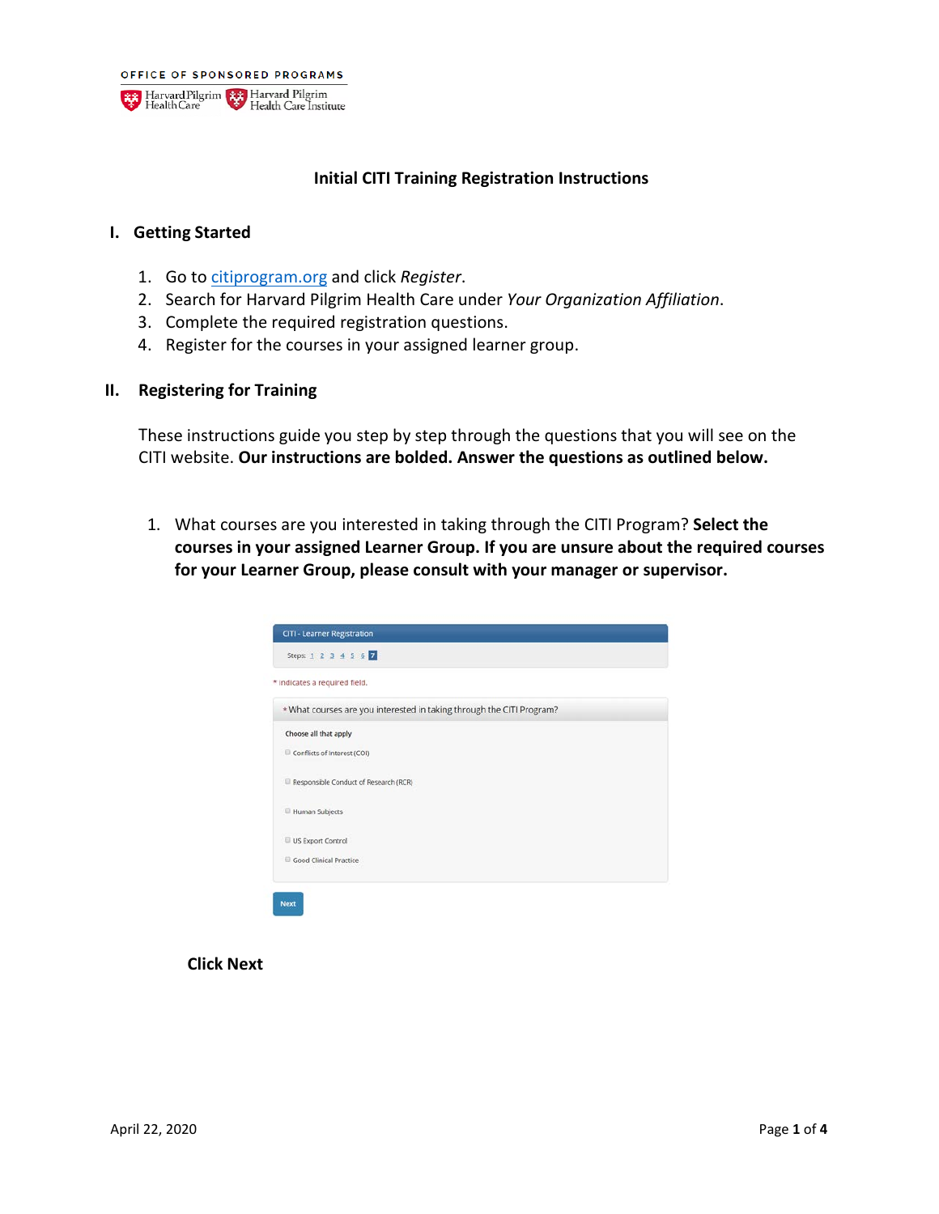OFFICE OF SPONSORED PROGRAMS

Harvard Pilgrim Health Care | Harvard Pilgrim Health Care Institute

# Initial CITI Training Registration Instructions

## I. Getting Started

1. Go to [citiprogram.org](https://www.citiprogram.org) and click *Register*.
2. Search for Harvard Pilgrim Health Care under *Your Organization Affiliation*.
3. Complete the required registration questions.
4. Register for the courses in your assigned learner group.

## II. Registering for Training

These instructions guide you step by step through the questions that you will see on the CITI website. **Our instructions are bolded. Answer the questions as outlined below.**

1. What courses are you interested in taking through the CITI Program? **Select the courses in your assigned Learner Group. If you are unsure about the required courses for your Learner Group, please consult with your manager or supervisor.**

CITI - Learner Registration

Steps: 1 2 3 4 5 6 7

\* indicates a required field.

\* What courses are you interested in taking through the CITI Program?

Choose all that apply

- Conflicts of Interest (COI)
- Responsible Conduct of Research (RCR)
- Human Subjects
- US Export Control
- Good Clinical Practice

Next

**Click Next**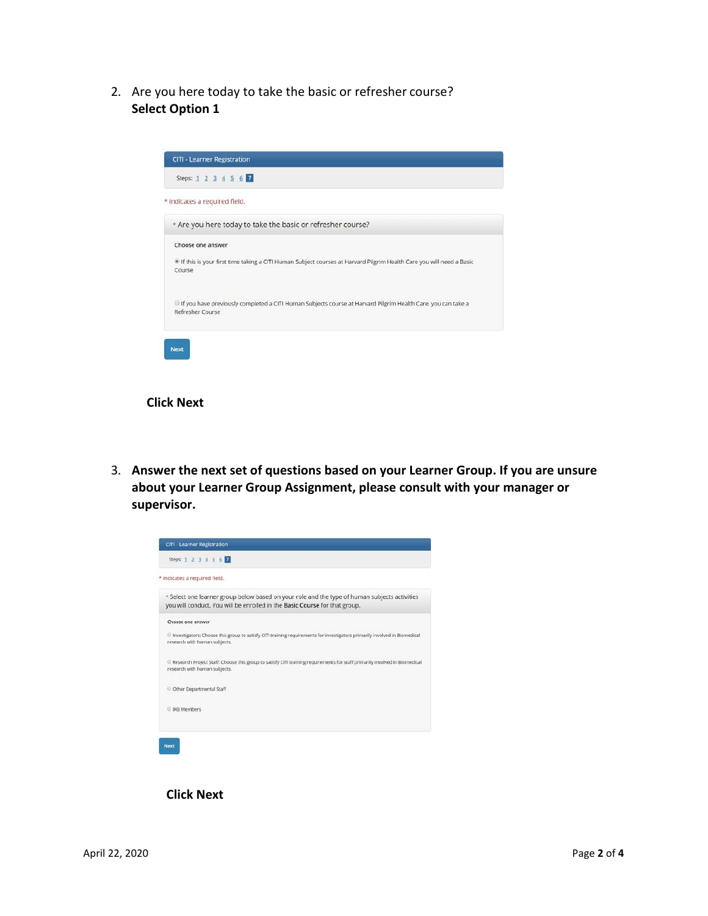2. Are you here today to take the basic or refresher course?
   **Select Option 1**

CITI - Learner Registration

Steps: 1 2 3 4 5 6 7

* indicates a required field.

* Are you here today to take the basic or refresher course?

Choose one answer

- If this is your first time taking a CITI Human Subject courses at Harvard Pilgrim Health Care you will need a Basic Course
- If you have previously completed a CITI Human Subjects course at Harvard Pilgrim Health Care, you can take a Refresher Course

Next

**Click Next**

3. **Answer the next set of questions based on your Learner Group. If you are unsure about your Learner Group Assignment, please consult with your manager or supervisor.**

CITI - Learner Registration

Steps: 1 2 3 4 5 6 7

* indicates a required field.

* Select one learner group below based on your role and the type of human subjects activities you will conduct. You will be enrolled in the **Basic Course** for that group.

Choose one answer

- Investigators: Choose this group to satisfy CITI training requirements for investigators primarily involved in Biomedical research with human subjects.
- Research Project Staff: Choose this group to satisfy CITI training requirements for staff primarily involved in Biomedical research with human subjects.
- Other Departmental Staff
- IRB Members

Next

**Click Next**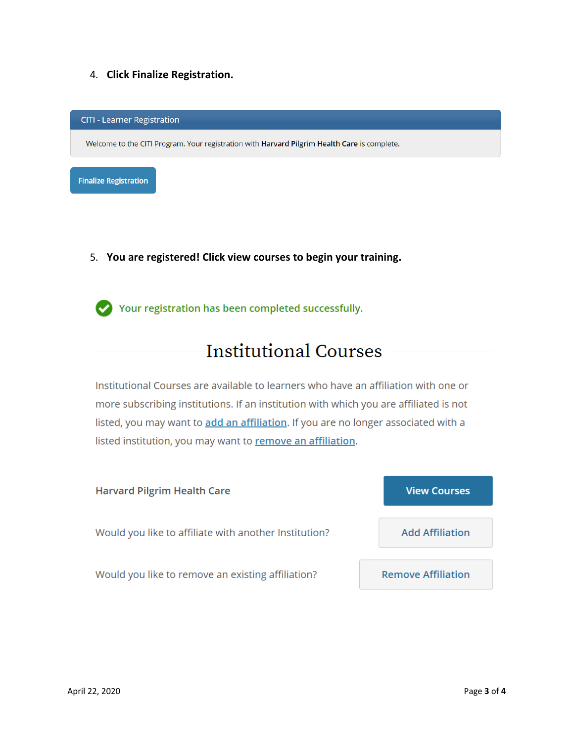4. **Click Finalize Registration.**

CITI - Learner Registration

Welcome to the CITI Program. Your registration with **Harvard Pilgrim Health Care** is complete.

Finalize Registration

5. **You are registered! Click view courses to begin your training.**

Your registration has been completed successfully.

## Institutional Courses

Institutional Courses are available to learners who have an affiliation with one or more subscribing institutions. If an institution with which you are affiliated is not listed, you may want to add an affiliation. If you are no longer associated with a listed institution, you may want to remove an affiliation.

Harvard Pilgrim Health Care — View Courses

Would you like to affiliate with another Institution? — Add Affiliation

Would you like to remove an existing affiliation? — Remove Affiliation

April 22, 2020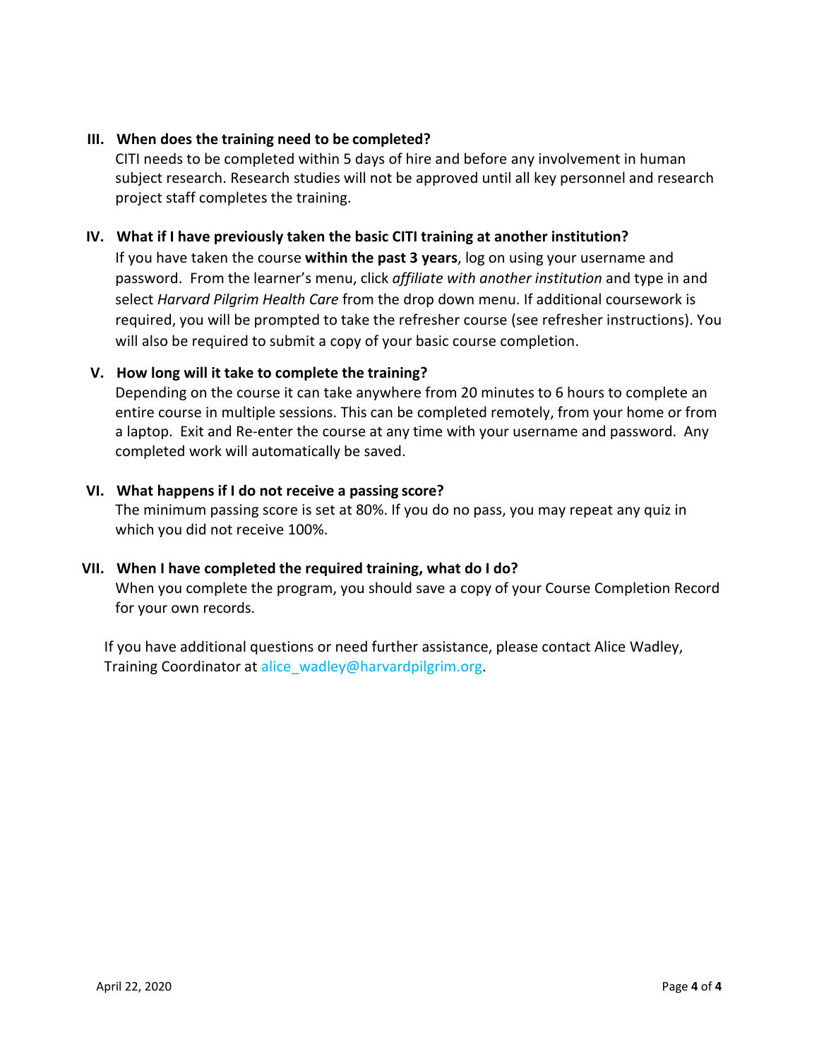### III. When does the training need to be completed?

CITI needs to be completed within 5 days of hire and before any involvement in human subject research. Research studies will not be approved until all key personnel and research project staff completes the training.

### IV. What if I have previously taken the basic CITI training at another institution?

If you have taken the course **within the past 3 years**, log on using your username and password. From the learner's menu, click *affiliate with another institution* and type in and select *Harvard Pilgrim Health Care* from the drop down menu. If additional coursework is required, you will be prompted to take the refresher course (see refresher instructions). You will also be required to submit a copy of your basic course completion.

### V. How long will it take to complete the training?

Depending on the course it can take anywhere from 20 minutes to 6 hours to complete an entire course in multiple sessions. This can be completed remotely, from your home or from a laptop. Exit and Re-enter the course at any time with your username and password. Any completed work will automatically be saved.

### VI. What happens if I do not receive a passing score?

The minimum passing score is set at 80%. If you do no pass, you may repeat any quiz in which you did not receive 100%.

### VII. When I have completed the required training, what do I do?

When you complete the program, you should save a copy of your Course Completion Record for your own records.

If you have additional questions or need further assistance, please contact Alice Wadley, Training Coordinator at alice_wadley@harvardpilgrim.org.

April 22, 2020